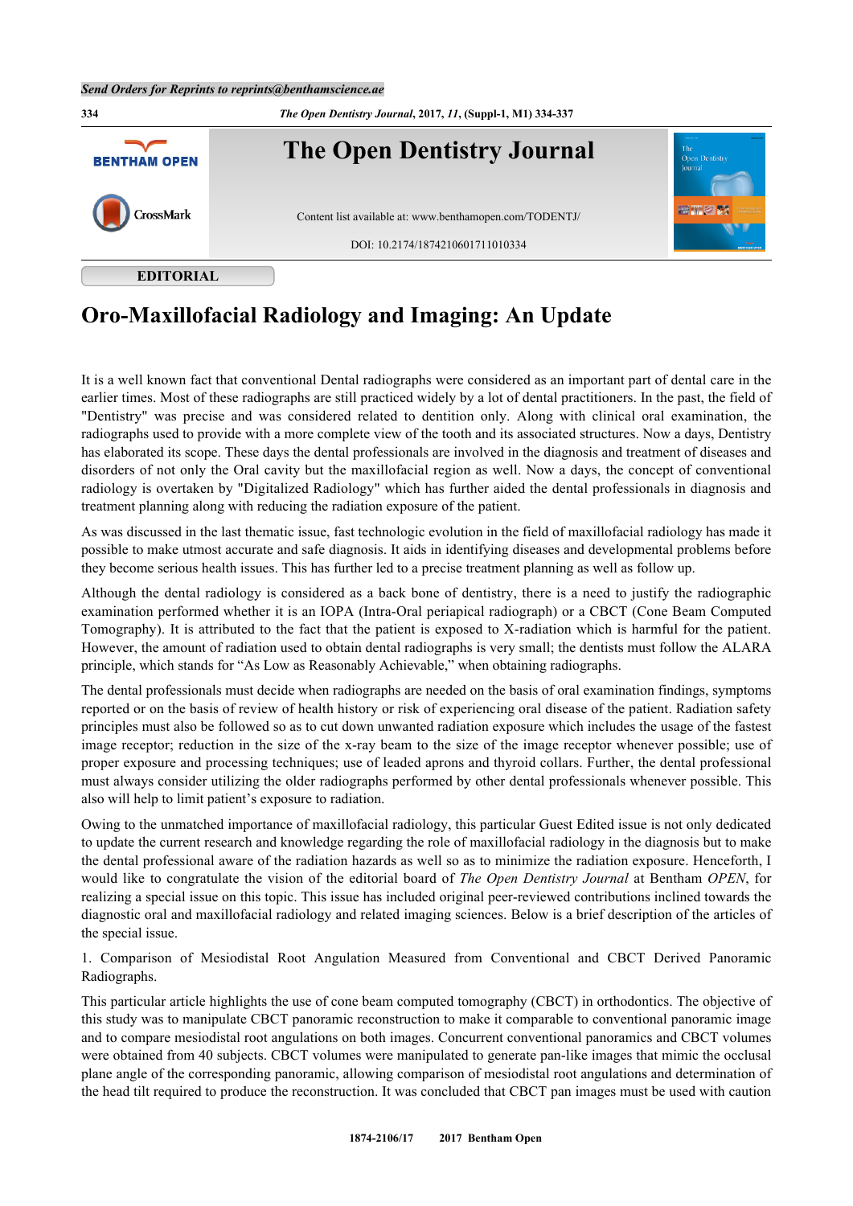**EDITORIAL**

# Oro-Maxillofacial Radiology and Imaging: An Update

It is a well known fact that conventional Dental radiographs were considered as an important part of dental care in the earlier times. Most of these radiographs are still practiced widely by a lot of dental practitioners. In the past, the field of "Dentistry" was precise and was considered related to dentition only. Along with clinical oral examination, the radiographs used to provide with a more complete view of the tooth and its associated structures. Now a days, Dentistry has elaborated its scope. These days the dental professionals are involved in the diagnosis and treatment of diseases and disorders of not only the Oral cavity but the maxillofacial region as well. Now a days, the concept of conventional radiology is overtaken by "Digitalized Radiology" which has further aided the dental professionals in diagnosis and treatment planning along with reducing the radiation exposure of the patient.

As was discussed in the last thematic issue, fast technologic evolution in the field of maxillofacial radiology has made it possible to make utmost accurate and safe diagnosis. It aids in identifying diseases and developmental problems before they become serious health issues. This has further led to a precise treatment planning as well as follow up.

Although the dental radiology is considered as a back bone of dentistry, there is a need to justify the radiographic examination performed whether it is an IOPA (Intra-Oral periapical radiograph) or a CBCT (Cone Beam Computed Tomography). It is attributed to the fact that the patient is exposed to X-radiation which is harmful for the patient. However, the amount of radiation used to obtain dental radiographs is very small; the dentists must follow the ALARA principle, which stands for “As Low as Reasonably Achievable,” when obtaining radiographs.

The dental professionals must decide when radiographs are needed on the basis of oral examination findings, symptoms reported or on the basis of review of health history or risk of experiencing oral disease of the patient. Radiation safety principles must also be followed so as to cut down unwanted radiation exposure which includes the usage of the fastest image receptor; reduction in the size of the x-ray beam to the size of the image receptor whenever possible; use of proper exposure and processing techniques; use of leaded aprons and thyroid collars. Further, the dental professional must always consider utilizing the older radiographs performed by other dental professionals whenever possible. This also will help to limit patient’s exposure to radiation.

Owing to the unmatched importance of maxillofacial radiology, this particular Guest Edited issue is not only dedicated to update the current research and knowledge regarding the role of maxillofacial radiology in the diagnosis but to make the dental professional aware of the radiation hazards as well so as to minimize the radiation exposure. Henceforth, I would like to congratulate the vision of the editorial board of *The Open Dentistry Journal* at Bentham *OPEN*, for realizing a special issue on this topic. This issue has included original peer-reviewed contributions inclined towards the diagnostic oral and maxillofacial radiology and related imaging sciences. Below is a brief description of the articles of the special issue.

1. Comparison of Mesiodistal Root Angulation Measured from Conventional and CBCT Derived Panoramic Radiographs.

This particular article highlights the use of cone beam computed tomography (CBCT) in orthodontics. The objective of this study was to manipulate CBCT panoramic reconstruction to make it comparable to conventional panoramic image and to compare mesiodistal root angulations on both images. Concurrent conventional panoramics and CBCT volumes were obtained from 40 subjects. CBCT volumes were manipulated to generate pan-like images that mimic the occlusal plane angle of the corresponding panoramic, allowing comparison of mesiodistal root angulations and determination of the head tilt required to produce the reconstruction. It was concluded that CBCT pan images must be used with caution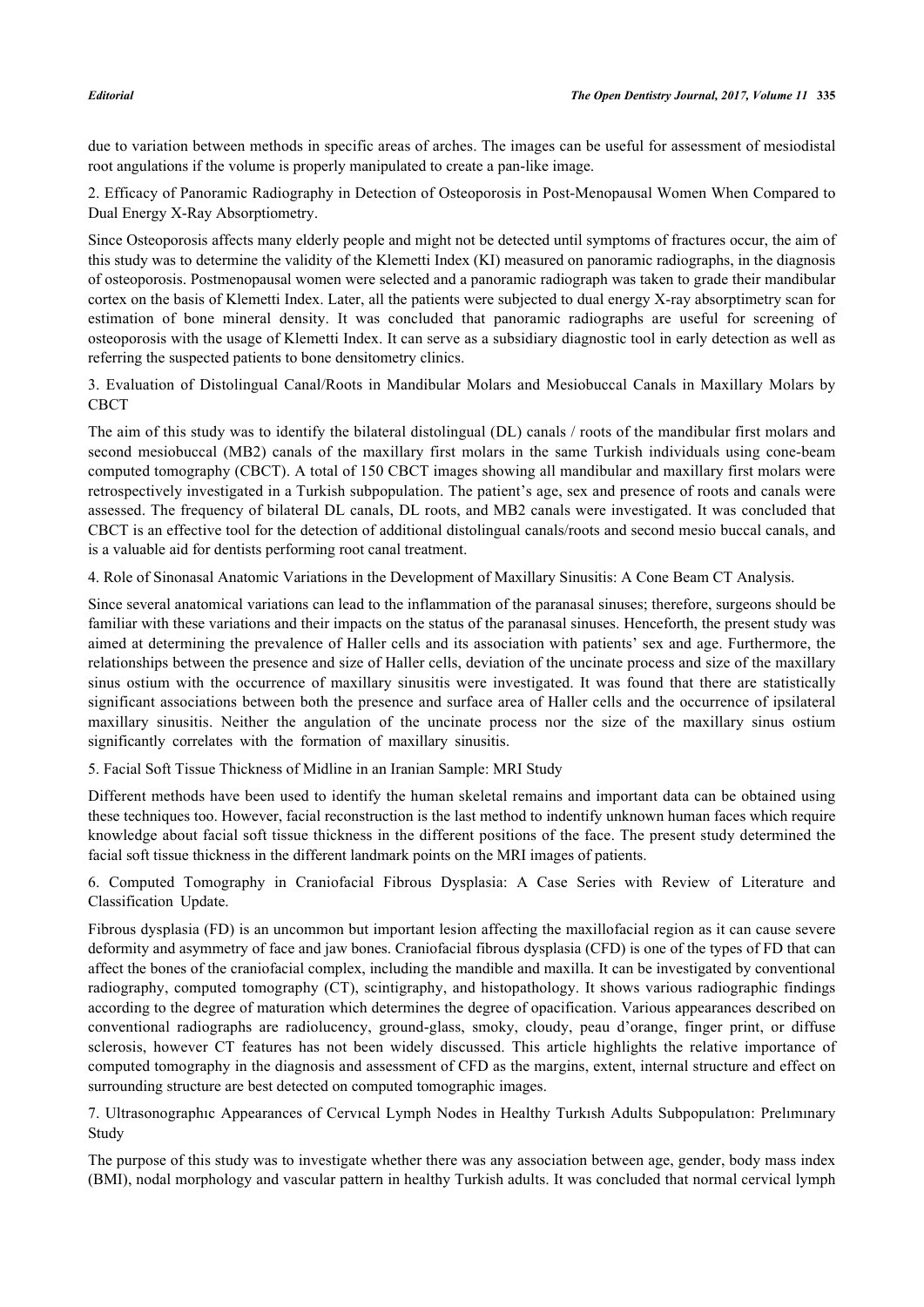due to variation between methods in specific areas of arches. The images can be useful for assessment of mesiodistal root angulations if the volume is properly manipulated to create a pan-like image.

2. Efficacy of Panoramic Radiography in Detection of Osteoporosis in Post-Menopausal Women When Compared to Dual Energy X-Ray Absorptiometry.

Since Osteoporosis affects many elderly people and might not be detected until symptoms of fractures occur, the aim of this study was to determine the validity of the Klemetti Index (KI) measured on panoramic radiographs, in the diagnosis of osteoporosis. Postmenopausal women were selected and a panoramic radiograph was taken to grade their mandibular cortex on the basis of Klemetti Index. Later, all the patients were subjected to dual energy X-ray absorptimetry scan for estimation of bone mineral density. It was concluded that panoramic radiographs are useful for screening of osteoporosis with the usage of Klemetti Index. It can serve as a subsidiary diagnostic tool in early detection as well as referring the suspected patients to bone densitometry clinics.

3. Evaluation of Distolingual Canal/Roots in Mandibular Molars and Mesiobuccal Canals in Maxillary Molars by CBCT

The aim of this study was to identify the bilateral distolingual (DL) canals / roots of the mandibular first molars and second mesiobuccal (MB2) canals of the maxillary first molars in the same Turkish individuals using cone-beam computed tomography (CBCT). A total of 150 CBCT images showing all mandibular and maxillary first molars were retrospectively investigated in a Turkish subpopulation. The patient's age, sex and presence of roots and canals were assessed. The frequency of bilateral DL canals, DL roots, and MB2 canals were investigated. It was concluded that CBCT is an effective tool for the detection of additional distolingual canals/roots and second mesio buccal canals, and is a valuable aid for dentists performing root canal treatment.

4. Role of Sinonasal Anatomic Variations in the Development of Maxillary Sinusitis: A Cone Beam CT Analysis.

Since several anatomical variations can lead to the inflammation of the paranasal sinuses; therefore, surgeons should be familiar with these variations and their impacts on the status of the paranasal sinuses. Henceforth, the present study was aimed at determining the prevalence of Haller cells and its association with patients' sex and age. Furthermore, the relationships between the presence and size of Haller cells, deviation of the uncinate process and size of the maxillary sinus ostium with the occurrence of maxillary sinusitis were investigated. It was found that there are statistically significant associations between both the presence and surface area of Haller cells and the occurrence of ipsilateral maxillary sinusitis. Neither the angulation of the uncinate process nor the size of the maxillary sinus ostium significantly correlates with the formation of maxillary sinusitis.

5. Facial Soft Tissue Thickness of Midline in an Iranian Sample: MRI Study

Different methods have been used to identify the human skeletal remains and important data can be obtained using these techniques too. However, facial reconstruction is the last method to indentify unknown human faces which require knowledge about facial soft tissue thickness in the different positions of the face. The present study determined the facial soft tissue thickness in the different landmark points on the MRI images of patients.

6. Computed Tomography in Craniofacial Fibrous Dysplasia: A Case Series with Review of Literature and Classification Update.

Fibrous dysplasia (FD) is an uncommon but important lesion affecting the maxillofacial region as it can cause severe deformity and asymmetry of face and jaw bones. Craniofacial fibrous dysplasia (CFD) is one of the types of FD that can affect the bones of the craniofacial complex, including the mandible and maxilla. It can be investigated by conventional radiography, computed tomography (CT), scintigraphy, and histopathology. It shows various radiographic findings according to the degree of maturation which determines the degree of opacification. Various appearances described on conventional radiographs are radiolucency, ground-glass, smoky, cloudy, peau d'orange, finger print, or diffuse sclerosis, however CT features has not been widely discussed. This article highlights the relative importance of computed tomography in the diagnosis and assessment of CFD as the margins, extent, internal structure and effect on surrounding structure are best detected on computed tomographic images.

7. Ultrasonographıc Appearances of Cervıcal Lymph Nodes in Healthy Turkısh Adults Subpopulatıon: Prelımınary Study

The purpose of this study was to investigate whether there was any association between age, gender, body mass index (BMI), nodal morphology and vascular pattern in healthy Turkish adults. It was concluded that normal cervical lymph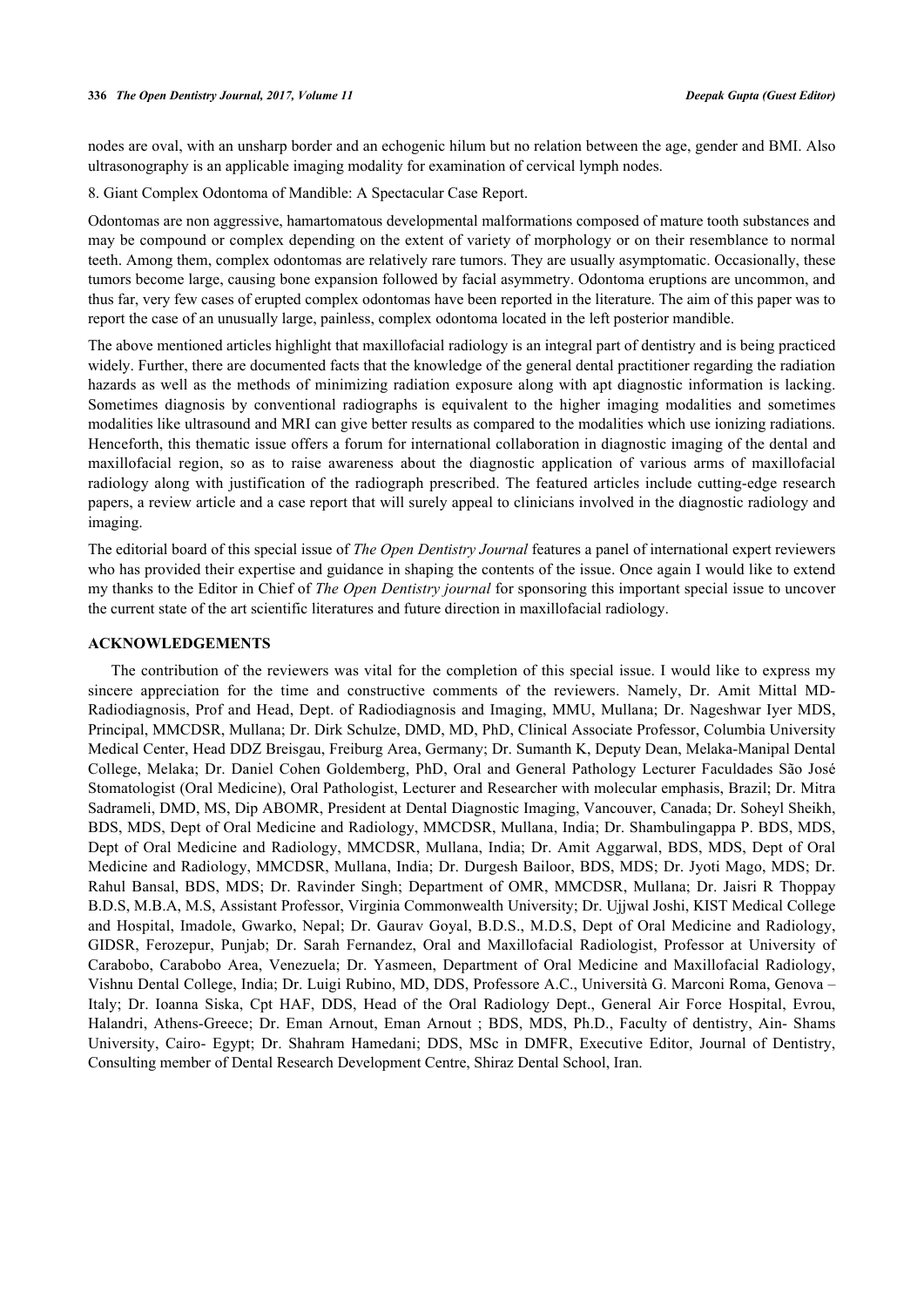nodes are oval, with an unsharp border and an echogenic hilum but no relation between the age, gender and BMI. Also ultrasonography is an applicable imaging modality for examination of cervical lymph nodes.

8. Giant Complex Odontoma of Mandible: A Spectacular Case Report.

Odontomas are non aggressive, hamartomatous developmental malformations composed of mature tooth substances and may be compound or complex depending on the extent of variety of morphology or on their resemblance to normal teeth. Among them, complex odontomas are relatively rare tumors. They are usually asymptomatic. Occasionally, these tumors become large, causing bone expansion followed by facial asymmetry. Odontoma eruptions are uncommon, and thus far, very few cases of erupted complex odontomas have been reported in the literature. The aim of this paper was to report the case of an unusually large, painless, complex odontoma located in the left posterior mandible.

The above mentioned articles highlight that maxillofacial radiology is an integral part of dentistry and is being practiced widely. Further, there are documented facts that the knowledge of the general dental practitioner regarding the radiation hazards as well as the methods of minimizing radiation exposure along with apt diagnostic information is lacking. Sometimes diagnosis by conventional radiographs is equivalent to the higher imaging modalities and sometimes modalities like ultrasound and MRI can give better results as compared to the modalities which use ionizing radiations. Henceforth, this thematic issue offers a forum for international collaboration in diagnostic imaging of the dental and maxillofacial region, so as to raise awareness about the diagnostic application of various arms of maxillofacial radiology along with justification of the radiograph prescribed. The featured articles include cutting-edge research papers, a review article and a case report that will surely appeal to clinicians involved in the diagnostic radiology and imaging.

The editorial board of this special issue of *The Open Dentistry Journal* features a panel of international expert reviewers who has provided their expertise and guidance in shaping the contents of the issue. Once again I would like to extend my thanks to the Editor in Chief of *The Open Dentistry journal* for sponsoring this important special issue to uncover the current state of the art scientific literatures and future direction in maxillofacial radiology.

## ACKNOWLEDGEMENTS

The contribution of the reviewers was vital for the completion of this special issue. I would like to express my sincere appreciation for the time and constructive comments of the reviewers. Namely, Dr. Amit Mittal MD-Radiodiagnosis, Prof and Head, Dept. of Radiodiagnosis and Imaging, MMU, Mullana; Dr. Nageshwar Iyer MDS, Principal, MMCDSR, Mullana; Dr. Dirk Schulze, DMD, MD, PhD, Clinical Associate Professor, Columbia University Medical Center, Head DDZ Breisgau, Freiburg Area, Germany; Dr. Sumanth K, Deputy Dean, Melaka-Manipal Dental College, Melaka; Dr. Daniel Cohen Goldemberg, PhD, Oral and General Pathology Lecturer Faculdades São José Stomatologist (Oral Medicine), Oral Pathologist, Lecturer and Researcher with molecular emphasis, Brazil; Dr. Mitra Sadrameli, DMD, MS, Dip ABOMR, President at Dental Diagnostic Imaging, Vancouver, Canada; Dr. Soheyl Sheikh, BDS, MDS, Dept of Oral Medicine and Radiology, MMCDSR, Mullana, India; Dr. Shambulingappa P. BDS, MDS, Dept of Oral Medicine and Radiology, MMCDSR, Mullana, India; Dr. Amit Aggarwal, BDS, MDS, Dept of Oral Medicine and Radiology, MMCDSR, Mullana, India; Dr. Durgesh Bailoor, BDS, MDS; Dr. Jyoti Mago, MDS; Dr. Rahul Bansal, BDS, MDS; Dr. Ravinder Singh; Department of OMR, MMCDSR, Mullana; Dr. Jaisri R Thoppay B.D.S, M.B.A, M.S, Assistant Professor, Virginia Commonwealth University; Dr. Ujjwal Joshi, KIST Medical College and Hospital, Imadole, Gwarko, Nepal; Dr. Gaurav Goyal, B.D.S., M.D.S, Dept of Oral Medicine and Radiology, GIDSR, Ferozepur, Punjab; Dr. Sarah Fernandez, Oral and Maxillofacial Radiologist, Professor at University of Carabobo, Carabobo Area, Venezuela; Dr. Yasmeen, Department of Oral Medicine and Maxillofacial Radiology, Vishnu Dental College, India; Dr. Luigi Rubino, MD, DDS, Professore A.C., Università G. Marconi Roma, Genova – Italy; Dr. Ioanna Siska, Cpt HAF, DDS, Head of the Oral Radiology Dept., General Air Force Hospital, Evrou, Halandri, Athens-Greece; Dr. Eman Arnout, Eman Arnout ; BDS, MDS, Ph.D., Faculty of dentistry, Ain- Shams University, Cairo- Egypt; Dr. Shahram Hamedani; DDS, MSc in DMFR, Executive Editor, Journal of Dentistry, Consulting member of Dental Research Development Centre, Shiraz Dental School, Iran.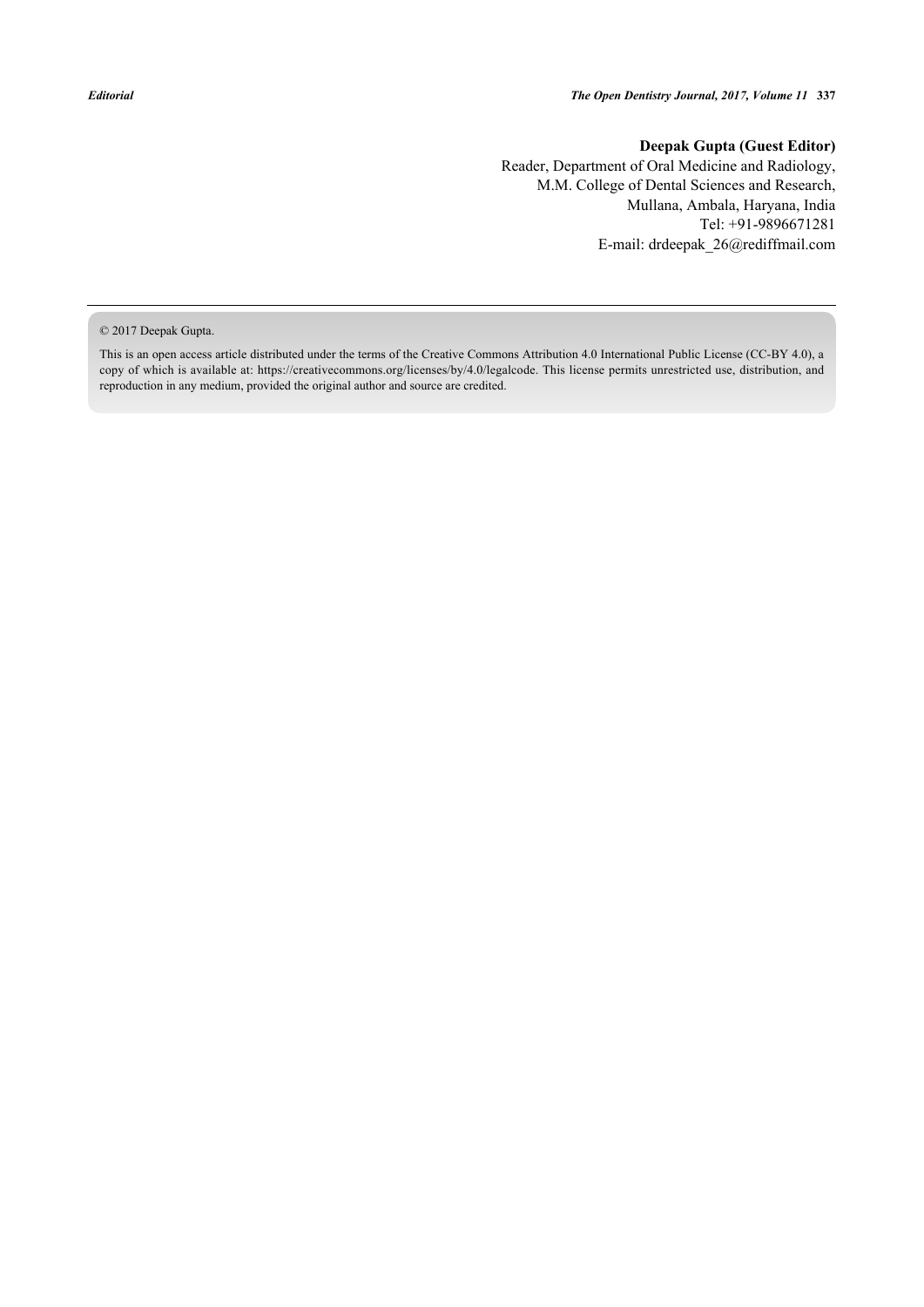**Deepak Gupta (Guest Editor)**
Reader, Department of Oral Medicine and Radiology,
M.M. College of Dental Sciences and Research,
Mullana, Ambala, Haryana, India
Tel: +91-9896671281
E-mail: drdeepak_26@rediffmail.com

---

© 2017 Deepak Gupta.

This is an open access article distributed under the terms of the Creative Commons Attribution 4.0 International Public License (CC-BY 4.0), a copy of which is available at: https://creativecommons.org/licenses/by/4.0/legalcode. This license permits unrestricted use, distribution, and reproduction in any medium, provided the original author and source are credited.